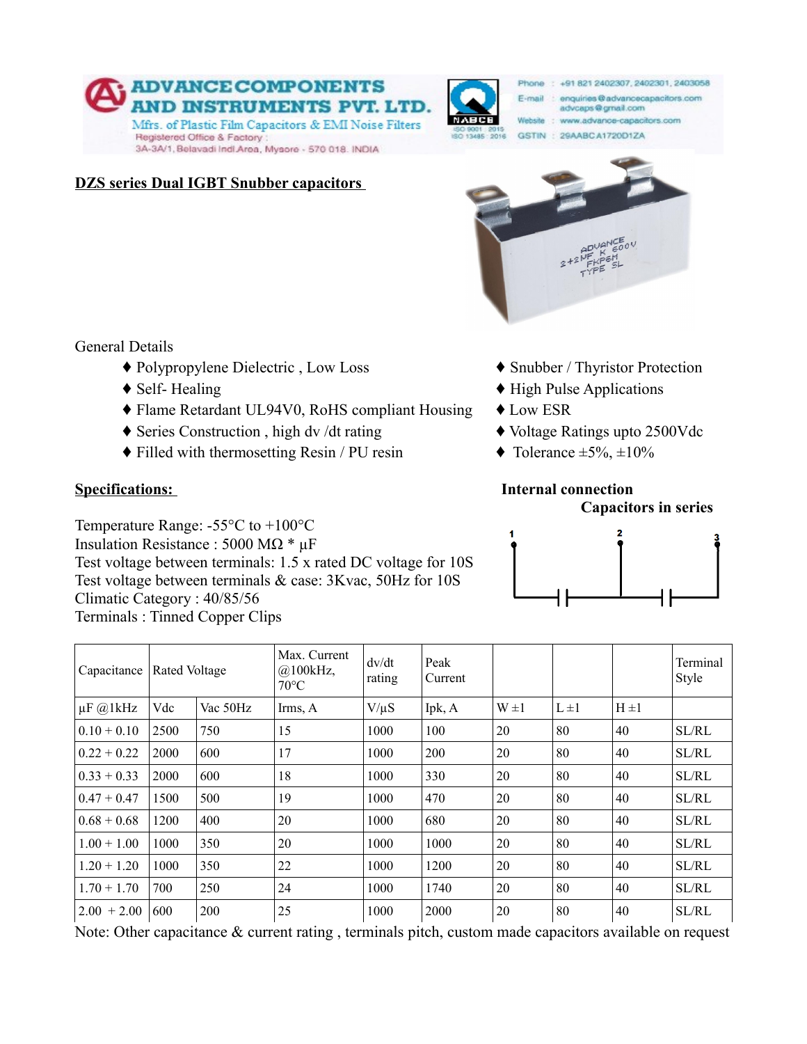**ADVANCE COMPONENTS AND INSTRUMENTS PVT. LTD.**
Mfrs. of Plastic Film Capacitors & EMI Noise Filters
Registered Office & Factory :
3A-3A/1, Belavadi Indl.Area, Mysore - 570 018. INDIA

NABCB
ISO 9001 : 2015
ISO 13485 : 2016

Phone : +91 821 2402307, 2402301, 2403058
E-mail : enquiries@advancecapacitors.com
advcaps@gmail.com
Website : www.advance-capacitors.com
GSTIN : 29AABCA1720D1ZA

## DZS series Dual IGBT Snubber capacitors

General Details

- ♦ Polypropylene Dielectric , Low Loss
- ♦ Self- Healing
- ♦ Flame Retardant UL94V0, RoHS compliant Housing
- ♦ Series Construction , high dv /dt rating
- ♦ Filled with thermosetting Resin / PU resin
- ♦ Snubber / Thyristor Protection
- ♦ High Pulse Applications
- ♦ Low ESR
- ♦ Voltage Ratings upto 2500Vdc
- ♦ Tolerance ±5%, ±10%

### Specifications:

Temperature Range: -55°C to +100°C
Insulation Resistance : 5000 MΩ * µF
Test voltage between terminals: 1.5 x rated DC voltage for 10S
Test voltage between terminals & case: 3Kvac, 50Hz for 10S
Climatic Category : 40/85/56
Terminals : Tinned Copper Clips

**Internal connection**

**Capacitors in series**

1 2 3

| Capacitance | Rated Voltage | | Max. Current @100kHz, 70°C | dv/dt rating | Peak Current | | | | Terminal Style |
|---|---|---|---|---|---|---|---|---|---|
| µF @1kHz | Vdc | Vac 50Hz | Irms, A | V/µS | Ipk, A | W ±1 | L ±1 | H ±1 | |
| 0.10 + 0.10 | 2500 | 750 | 15 | 1000 | 100 | 20 | 80 | 40 | SL/RL |
| 0.22 + 0.22 | 2000 | 600 | 17 | 1000 | 200 | 20 | 80 | 40 | SL/RL |
| 0.33 + 0.33 | 2000 | 600 | 18 | 1000 | 330 | 20 | 80 | 40 | SL/RL |
| 0.47 + 0.47 | 1500 | 500 | 19 | 1000 | 470 | 20 | 80 | 40 | SL/RL |
| 0.68 + 0.68 | 1200 | 400 | 20 | 1000 | 680 | 20 | 80 | 40 | SL/RL |
| 1.00 + 1.00 | 1000 | 350 | 20 | 1000 | 1000 | 20 | 80 | 40 | SL/RL |
| 1.20 + 1.20 | 1000 | 350 | 22 | 1000 | 1200 | 20 | 80 | 40 | SL/RL |
| 1.70 + 1.70 | 700 | 250 | 24 | 1000 | 1740 | 20 | 80 | 40 | SL/RL |
| 2.00 + 2.00 | 600 | 200 | 25 | 1000 | 2000 | 20 | 80 | 40 | SL/RL |

Note: Other capacitance & current rating , terminals pitch, custom made capacitors available on request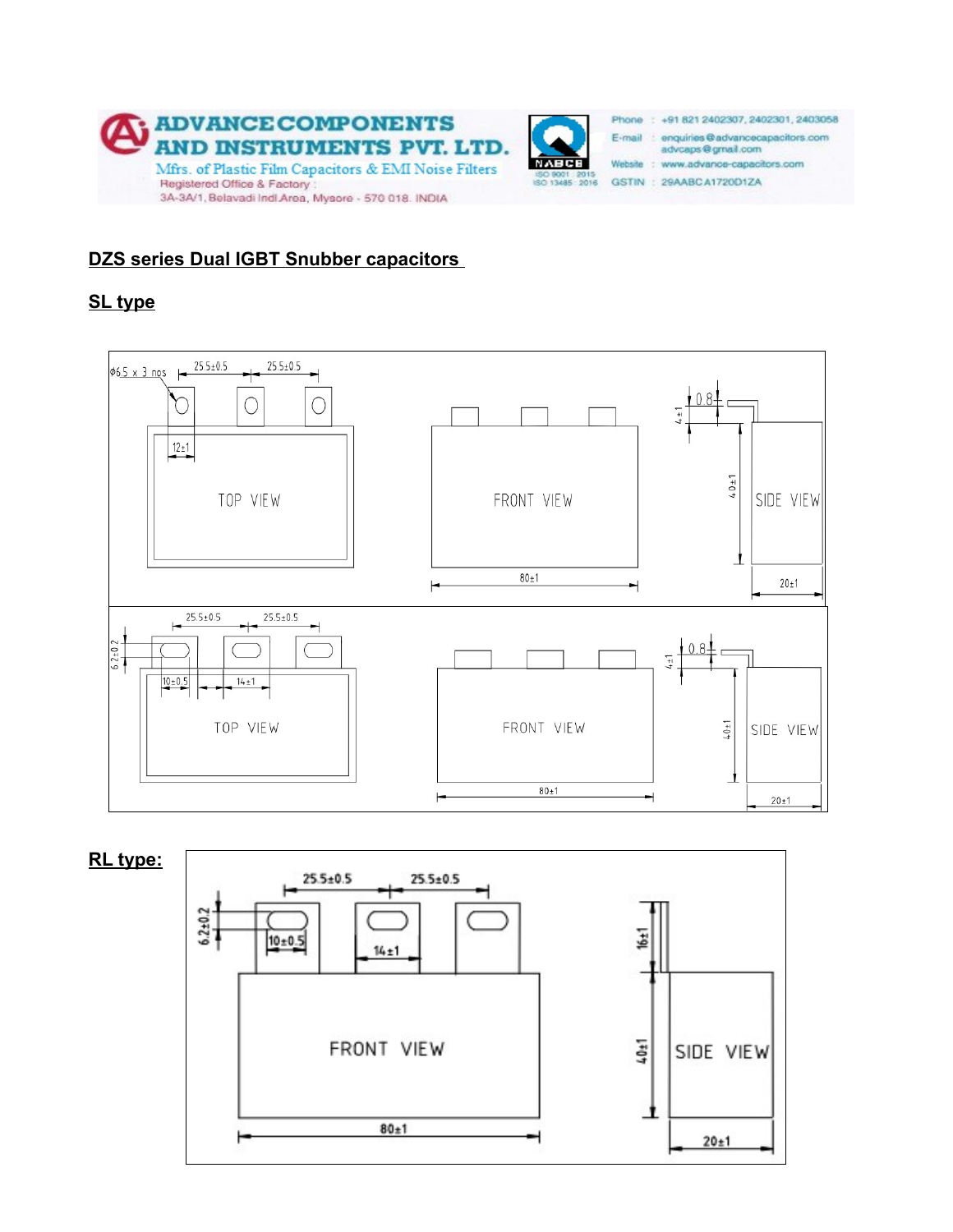ADVANCE COMPONENTS AND INSTRUMENTS PVT. LTD.

Mfrs. of Plastic Film Capacitors & EMI Noise Filters

Registered Office & Factory : 3A-3A/1, Belavadi Indl.Area, Mysore - 570 018. INDIA

Phone : +91 821 2402307, 2402301, 2403058

E-mail : enquiries@advancecapacitors.com advcaps@gmail.com

Website : www.advance-capacitors.com

GSTIN : 29AABCA1720D1ZA

NABCB ISO 9001 : 2015 ISO 13485 : 2016

## DZS series Dual IGBT Snubber capacitors

## SL type

Ø6.5 x 3 nos

25.5±0.5

25.5±0.5

12±1

TOP VIEW

FRONT VIEW

80±1

0.8

4±1

40±1

SIDE VIEW

20±1

25.5±0.5

25.5±0.5

6.2±0.2

10±0.5

14±1

TOP VIEW

FRONT VIEW

80±1

0.8

4±1

40±1

SIDE VIEW

20±1

## RL type:

25.5±0.5

25.5±0.5

6.2±0.2

10±0.5

14±1

FRONT VIEW

80±1

16±1

40±1

SIDE VIEW

20±1